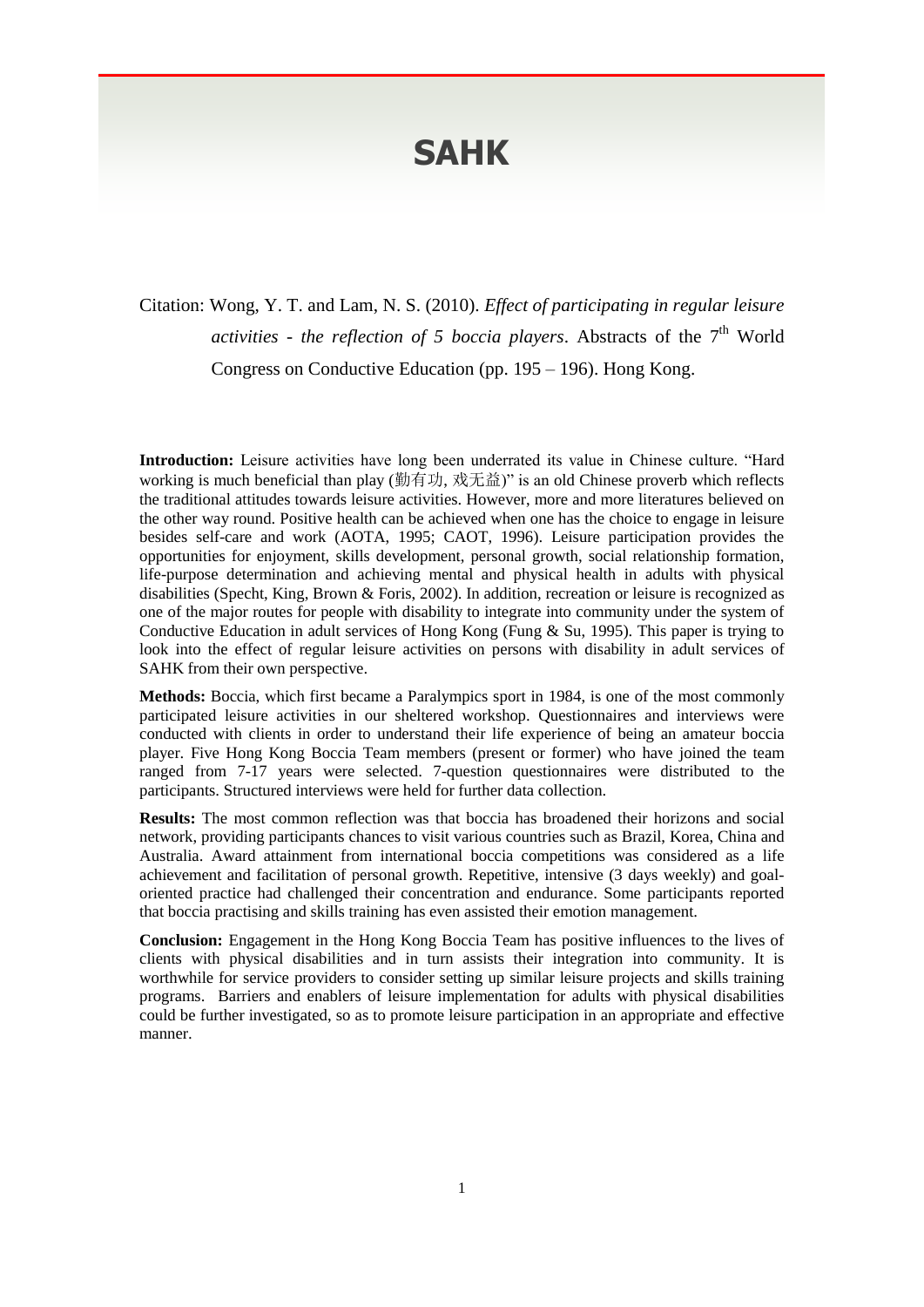# SAHK

Citation: Wong, Y. T. and Lam, N. S. (2010). *Effect of participating in regular leisure activities - the reflection of 5 boccia players*. Abstracts of the 7th World Congress on Conductive Education (pp. 195 – 196). Hong Kong.

**Introduction:** Leisure activities have long been underrated its value in Chinese culture. "Hard working is much beneficial than play (勤有功, 戏无益)" is an old Chinese proverb which reflects the traditional attitudes towards leisure activities. However, more and more literatures believed on the other way round. Positive health can be achieved when one has the choice to engage in leisure besides self-care and work (AOTA, 1995; CAOT, 1996). Leisure participation provides the opportunities for enjoyment, skills development, personal growth, social relationship formation, life-purpose determination and achieving mental and physical health in adults with physical disabilities (Specht, King, Brown & Foris, 2002). In addition, recreation or leisure is recognized as one of the major routes for people with disability to integrate into community under the system of Conductive Education in adult services of Hong Kong (Fung & Su, 1995). This paper is trying to look into the effect of regular leisure activities on persons with disability in adult services of SAHK from their own perspective.

**Methods:** Boccia, which first became a Paralympics sport in 1984, is one of the most commonly participated leisure activities in our sheltered workshop. Questionnaires and interviews were conducted with clients in order to understand their life experience of being an amateur boccia player. Five Hong Kong Boccia Team members (present or former) who have joined the team ranged from 7-17 years were selected. 7-question questionnaires were distributed to the participants. Structured interviews were held for further data collection.

**Results:** The most common reflection was that boccia has broadened their horizons and social network, providing participants chances to visit various countries such as Brazil, Korea, China and Australia. Award attainment from international boccia competitions was considered as a life achievement and facilitation of personal growth. Repetitive, intensive (3 days weekly) and goal-oriented practice had challenged their concentration and endurance. Some participants reported that boccia practising and skills training has even assisted their emotion management.

**Conclusion:** Engagement in the Hong Kong Boccia Team has positive influences to the lives of clients with physical disabilities and in turn assists their integration into community. It is worthwhile for service providers to consider setting up similar leisure projects and skills training programs. Barriers and enablers of leisure implementation for adults with physical disabilities could be further investigated, so as to promote leisure participation in an appropriate and effective manner.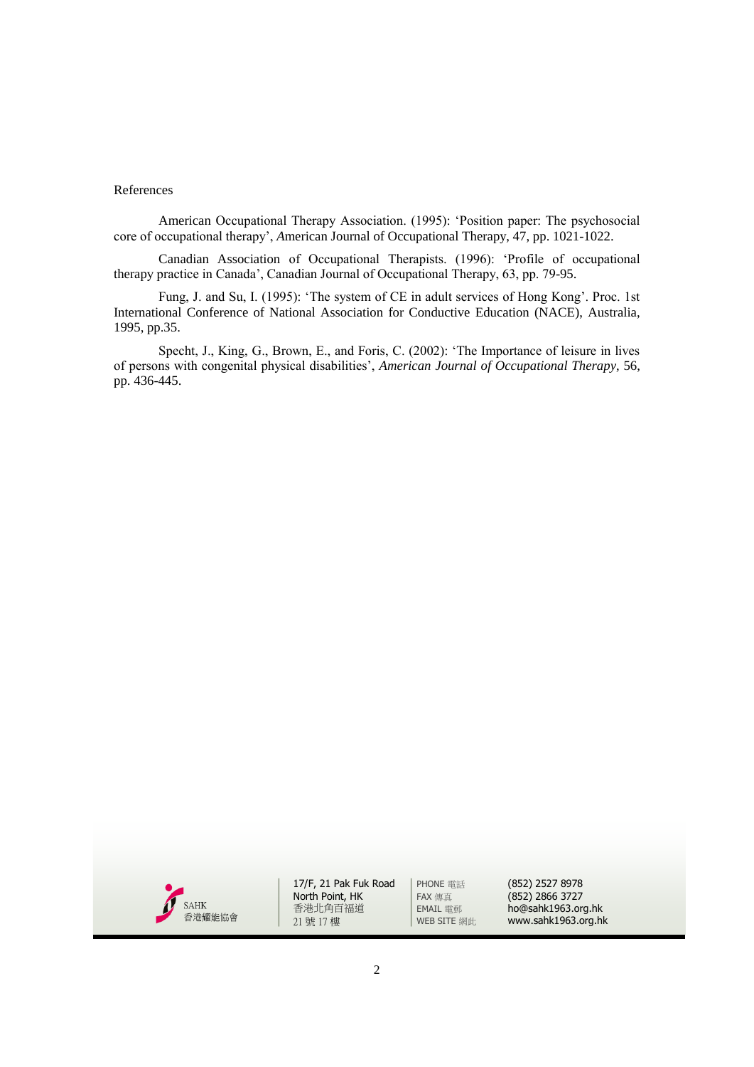References

American Occupational Therapy Association. (1995): 'Position paper: The psychosocial core of occupational therapy', American Journal of Occupational Therapy, 47, pp. 1021-1022.

Canadian Association of Occupational Therapists. (1996): 'Profile of occupational therapy practice in Canada', Canadian Journal of Occupational Therapy, 63, pp. 79-95.

Fung, J. and Su, I. (1995): 'The system of CE in adult services of Hong Kong'. Proc. 1st International Conference of National Association for Conductive Education (NACE), Australia, 1995, pp.35.

Specht, J., King, G., Brown, E., and Foris, C. (2002): 'The Importance of leisure in lives of persons with congenital physical disabilities', *American Journal of Occupational Therapy*, 56, pp. 436-445.